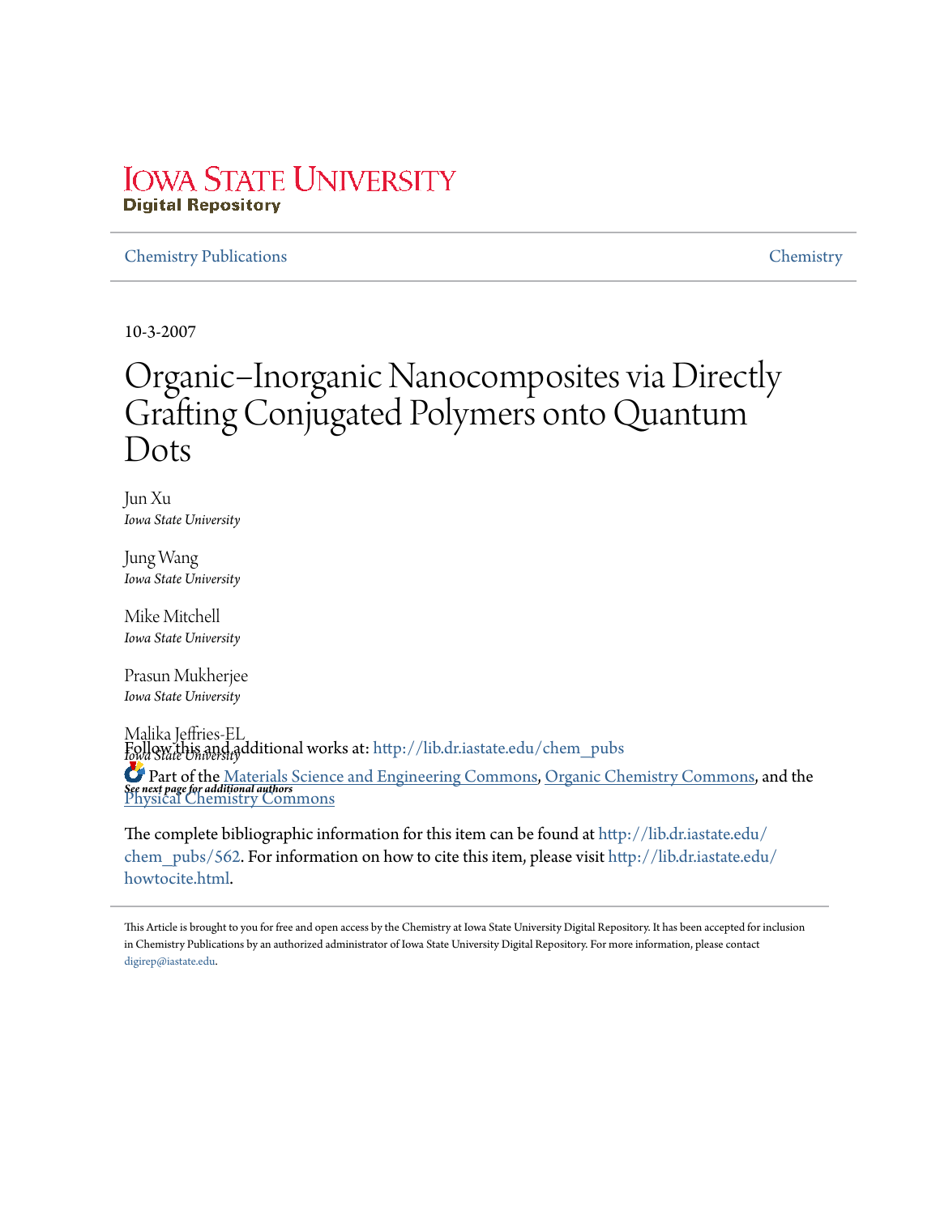Iowa State University
Digital Repository

Chemistry Publications

Chemistry

10-3-2007

# Organic–Inorganic Nanocomposites via Directly Grafting Conjugated Polymers onto Quantum Dots

Jun Xu
*Iowa State University*

Jung Wang
*Iowa State University*

Mike Mitchell
*Iowa State University*

Prasun Mukherjee
*Iowa State University*

Malika Jeffries-EL
*Iowa State University*

***See next page for additional authors***

Follow this and additional works at: http://lib.dr.iastate.edu/chem_pubs

Part of the Materials Science and Engineering Commons, Organic Chemistry Commons, and the Physical Chemistry Commons

The complete bibliographic information for this item can be found at http://lib.dr.iastate.edu/chem_pubs/562. For information on how to cite this item, please visit http://lib.dr.iastate.edu/howtocite.html.

This Article is brought to you for free and open access by the Chemistry at Iowa State University Digital Repository. It has been accepted for inclusion in Chemistry Publications by an authorized administrator of Iowa State University Digital Repository. For more information, please contact digirep@iastate.edu.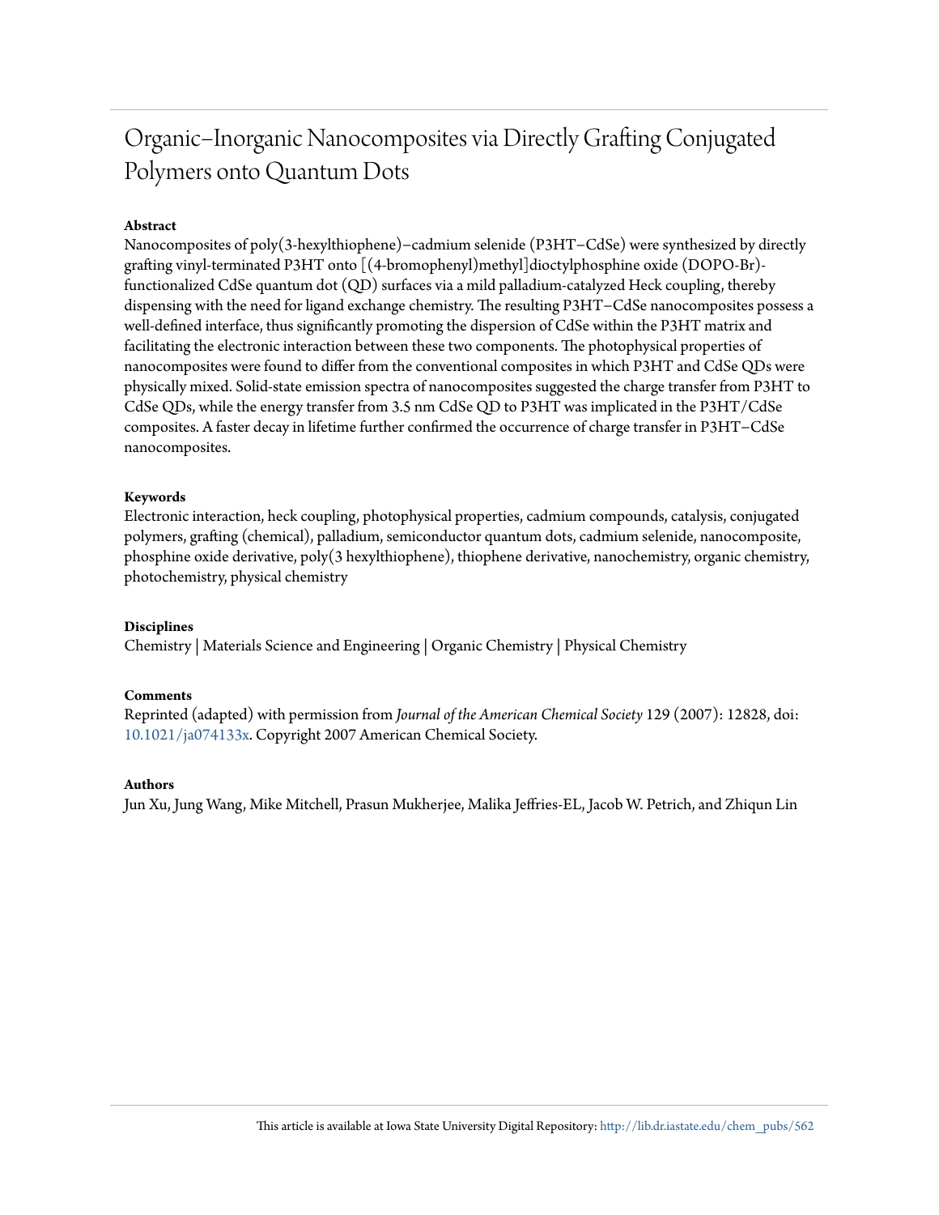# Organic–Inorganic Nanocomposites via Directly Grafting Conjugated Polymers onto Quantum Dots

**Abstract**

Nanocomposites of poly(3-hexylthiophene)–cadmium selenide (P3HT–CdSe) were synthesized by directly grafting vinyl-terminated P3HT onto [(4-bromophenyl)methyl]dioctylphosphine oxide (DOPO-Br)-functionalized CdSe quantum dot (QD) surfaces via a mild palladium-catalyzed Heck coupling, thereby dispensing with the need for ligand exchange chemistry. The resulting P3HT–CdSe nanocomposites possess a well-defined interface, thus significantly promoting the dispersion of CdSe within the P3HT matrix and facilitating the electronic interaction between these two components. The photophysical properties of nanocomposites were found to differ from the conventional composites in which P3HT and CdSe QDs were physically mixed. Solid-state emission spectra of nanocomposites suggested the charge transfer from P3HT to CdSe QDs, while the energy transfer from 3.5 nm CdSe QD to P3HT was implicated in the P3HT/CdSe composites. A faster decay in lifetime further confirmed the occurrence of charge transfer in P3HT–CdSe nanocomposites.

**Keywords**

Electronic interaction, heck coupling, photophysical properties, cadmium compounds, catalysis, conjugated polymers, grafting (chemical), palladium, semiconductor quantum dots, cadmium selenide, nanocomposite, phosphine oxide derivative, poly(3 hexylthiophene), thiophene derivative, nanochemistry, organic chemistry, photochemistry, physical chemistry

**Disciplines**

Chemistry | Materials Science and Engineering | Organic Chemistry | Physical Chemistry

**Comments**

Reprinted (adapted) with permission from *Journal of the American Chemical Society* 129 (2007): 12828, doi: 10.1021/ja074133x. Copyright 2007 American Chemical Society.

**Authors**

Jun Xu, Jung Wang, Mike Mitchell, Prasun Mukherjee, Malika Jeffries-EL, Jacob W. Petrich, and Zhiqun Lin

This article is available at Iowa State University Digital Repository: http://lib.dr.iastate.edu/chem_pubs/562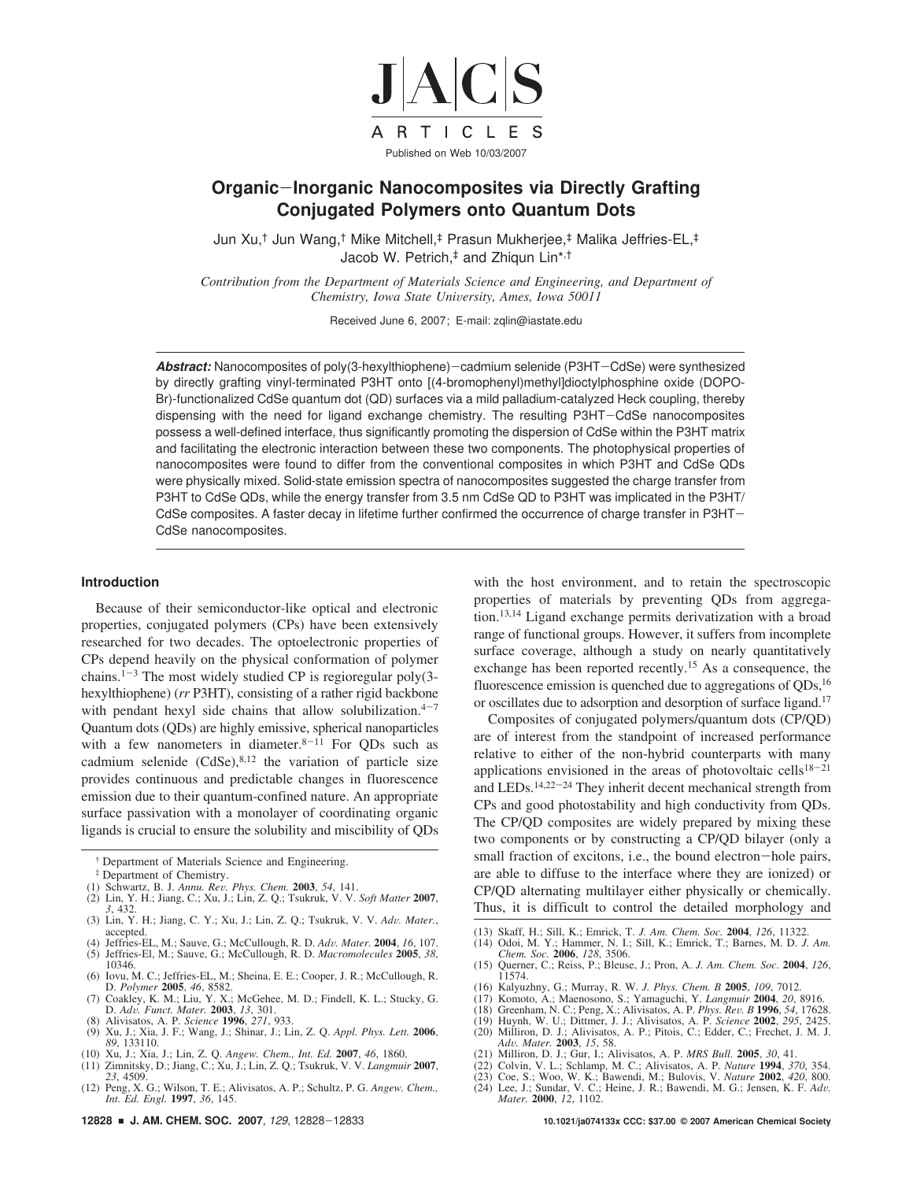ARTICLES

Published on Web 10/03/2007

# Organic–Inorganic Nanocomposites via Directly Grafting Conjugated Polymers onto Quantum Dots

Jun Xu,[†] Jun Wang,[†] Mike Mitchell,[‡] Prasun Mukherjee,[‡] Malika Jeffries-EL,[‡] Jacob W. Petrich,[‡] and Zhiqun Lin*[,†]

*Contribution from the Department of Materials Science and Engineering, and Department of Chemistry, Iowa State University, Ames, Iowa 50011*

Received June 6, 2007; E-mail: zqlin@iastate.edu

***Abstract:*** Nanocomposites of poly(3-hexylthiophene)–cadmium selenide (P3HT–CdSe) were synthesized by directly grafting vinyl-terminated P3HT onto [(4-bromophenyl)methyl]dioctylphosphine oxide (DOPO-Br)-functionalized CdSe quantum dot (QD) surfaces via a mild palladium-catalyzed Heck coupling, thereby dispensing with the need for ligand exchange chemistry. The resulting P3HT–CdSe nanocomposites possess a well-defined interface, thus significantly promoting the dispersion of CdSe within the P3HT matrix and facilitating the electronic interaction between these two components. The photophysical properties of nanocomposites were found to differ from the conventional composites in which P3HT and CdSe QDs were physically mixed. Solid-state emission spectra of nanocomposites suggested the charge transfer from P3HT to CdSe QDs, while the energy transfer from 3.5 nm CdSe QD to P3HT was implicated in the P3HT/CdSe composites. A faster decay in lifetime further confirmed the occurrence of charge transfer in P3HT–CdSe nanocomposites.

## Introduction

Because of their semiconductor-like optical and electronic properties, conjugated polymers (CPs) have been extensively researched for two decades. The optoelectronic properties of CPs depend heavily on the physical conformation of polymer chains.[1–3] The most widely studied CP is regioregular poly(3-hexylthiophene) (*rr* P3HT), consisting of a rather rigid backbone with pendant hexyl side chains that allow solubilization.[4–7] Quantum dots (QDs) are highly emissive, spherical nanoparticles with a few nanometers in diameter.[8–11] For QDs such as cadmium selenide (CdSe),[8,12] the variation of particle size provides continuous and predictable changes in fluorescence emission due to their quantum-confined nature. An appropriate surface passivation with a monolayer of coordinating organic ligands is crucial to ensure the solubility and miscibility of QDs with the host environment, and to retain the spectroscopic properties of materials by preventing QDs from aggregation.[13,14] Ligand exchange permits derivatization with a broad range of functional groups. However, it suffers from incomplete surface coverage, although a study on nearly quantitatively exchange has been reported recently.[15] As a consequence, the fluorescence emission is quenched due to aggregations of QDs,[16] or oscillates due to adsorption and desorption of surface ligand.[17]

Composites of conjugated polymers/quantum dots (CP/QD) are of interest from the standpoint of increased performance relative to either of the non-hybrid counterparts with many applications envisioned in the areas of photovoltaic cells[18–21] and LEDs.[14,22–24] They inherit decent mechanical strength from CPs and good photostability and high conductivity from QDs. The CP/QD composites are widely prepared by mixing these two components or by constructing a CP/QD bilayer (only a small fraction of excitons, i.e., the bound electron–hole pairs, are able to diffuse to the interface where they are ionized) or CP/QD alternating multilayer either physically or chemically. Thus, it is difficult to control the detailed morphology and

[†] Department of Materials Science and Engineering.

[‡] Department of Chemistry.

(1) Schwartz, B. J. *Annu. Rev. Phys. Chem.* **2003**, *54*, 141.
(2) Lin, Y. H.; Jiang, C.; Xu, J.; Lin, Z. Q.; Tsukruk, V. V. *Soft Matter* **2007**, *3*, 432.
(3) Lin, Y. H.; Jiang, C. Y.; Xu, J.; Lin, Z. Q.; Tsukruk, V. V. *Adv. Mater.*, accepted.
(4) Jeffries-EL, M.; Sauve, G.; McCullough, R. D. *Adv. Mater.* **2004**, *16*, 107.
(5) Jeffries-El, M.; Sauve, G.; McCullough, R. D. *Macromolecules* **2005**, *38*, 10346.
(6) Iovu, M. C.; Jeffries-EL, M.; Sheina, E. E.; Cooper, J. R.; McCullough, R. D. *Polymer* **2005**, *46*, 8582.
(7) Coakley, K. M.; Liu, Y. X.; McGehee, M. D.; Findell, K. L.; Stucky, G. D. *Adv. Funct. Mater.* **2003**, *13*, 301.
(8) Alivisatos, A. P. *Science* **1996**, *271*, 933.
(9) Xu, J.; Xia, J. F.; Wang, J.; Shinar, J.; Lin, Z. Q. *Appl. Phys. Lett.* **2006**, *89*, 133110.
(10) Xu, J.; Xia, J.; Lin, Z. Q. *Angew. Chem., Int. Ed.* **2007**, *46*, 1860.
(11) Zimnitsky, D.; Jiang, C.; Xu, J.; Lin, Z. Q.; Tsukruk, V. V. *Langmuir* **2007**, *23*, 4509.
(12) Peng, X. G.; Wilson, T. E.; Alivisatos, A. P.; Schultz, P. G. *Angew. Chem., Int. Ed. Engl.* **1997**, *36*, 145.
(13) Skaff, H.; Sill, K.; Emrick, T. *J. Am. Chem. Soc.* **2004**, *126*, 11322.
(14) Odoi, M. Y.; Hammer, N. I.; Sill, K.; Emrick, T.; Barnes, M. D. *J. Am. Chem. Soc.* **2006**, *128*, 3506.
(15) Querner, C.; Reiss, P.; Bleuse, J.; Pron, A. *J. Am. Chem. Soc.* **2004**, *126*, 11574.
(16) Kalyuzhny, G.; Murray, R. W. *J. Phys. Chem. B* **2005**, *109*, 7012.
(17) Komoto, A.; Maenosono, S.; Yamaguchi, Y. *Langmuir* **2004**, *20*, 8916.
(18) Greenham, N. C.; Peng, X.; Alivisatos, A. P. *Phys. Rev. B* **1996**, *54*, 17628.
(19) Huynh, W. U.; Dittmer, J. J.; Alivisatos, A. P. *Science* **2002**, *295*, 2425.
(20) Milliron, D. J.; Alivisatos, A. P.; Pitois, C.; Edder, C.; Frechet, J. M. J. *Adv. Mater.* **2003**, *15*, 58.
(21) Milliron, D. J.; Gur, I.; Alivisatos, A. P. *MRS Bull.* **2005**, *30*, 41.
(22) Colvin, V. L.; Schlamp, M. C.; Alivisatos, A. P. *Nature* **1994**, *370*, 354.
(23) Coe, S.; Woo, W. K.; Bawendi, M.; Bulovis, V. *Nature* **2002**, *420*, 800.
(24) Lee, J.; Sundar, V. C.; Heine, J. R.; Bawendi, M. G.; Jensen, K. F. *Adv. Mater.* **2000**, *12*, 1102.

10.1021/ja074133x CCC: $37.00 © 2007 American Chemical Society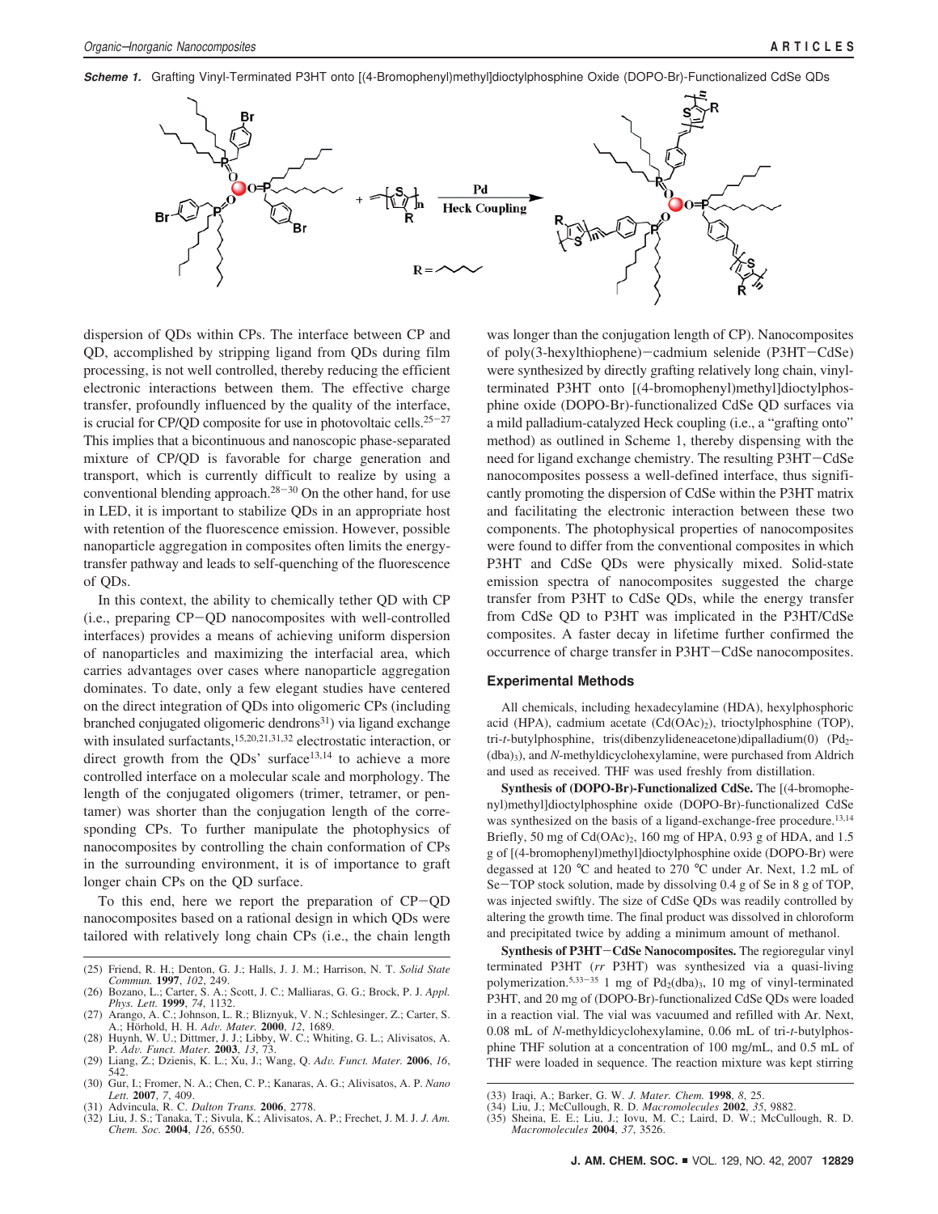**Scheme 1.** Grafting Vinyl-Terminated P3HT onto [(4-Bromophenyl)methyl]dioctylphosphine Oxide (DOPO-Br)-Functionalized CdSe QDs

dispersion of QDs within CPs. The interface between CP and QD, accomplished by stripping ligand from QDs during film processing, is not well controlled, thereby reducing the efficient electronic interactions between them. The effective charge transfer, profoundly influenced by the quality of the interface, is crucial for CP/QD composite for use in photovoltaic cells.[25-27] This implies that a bicontinuous and nanoscopic phase-separated mixture of CP/QD is favorable for charge generation and transport, which is currently difficult to realize by using a conventional blending approach.[28-30] On the other hand, for use in LED, it is important to stabilize QDs in an appropriate host with retention of the fluorescence emission. However, possible nanoparticle aggregation in composites often limits the energy-transfer pathway and leads to self-quenching of the fluorescence of QDs.

In this context, the ability to chemically tether QD with CP (i.e., preparing CP–QD nanocomposites with well-controlled interfaces) provides a means of achieving uniform dispersion of nanoparticles and maximizing the interfacial area, which carries advantages over cases where nanoparticle aggregation dominates. To date, only a few elegant studies have centered on the direct integration of QDs into oligomeric CPs (including branched conjugated oligomeric dendrons[31]) via ligand exchange with insulated surfactants,[15,20,21,31,32] electrostatic interaction, or direct growth from the QDs' surface[13,14] to achieve a more controlled interface on a molecular scale and morphology. The length of the conjugated oligomers (trimer, tetramer, or pentamer) was shorter than the conjugation length of the corresponding CPs. To further manipulate the photophysics of nanocomposites by controlling the chain conformation of CPs in the surrounding environment, it is of importance to graft longer chain CPs on the QD surface.

To this end, here we report the preparation of CP–QD nanocomposites based on a rational design in which QDs were tailored with relatively long chain CPs (i.e., the chain length was longer than the conjugation length of CP). Nanocomposites of poly(3-hexylthiophene)–cadmium selenide (P3HT–CdSe) were synthesized by directly grafting relatively long chain, vinyl-terminated P3HT onto [(4-bromophenyl)methyl]dioctylphosphine oxide (DOPO-Br)-functionalized CdSe QD surfaces via a mild palladium-catalyzed Heck coupling (i.e., a "grafting onto" method) as outlined in Scheme 1, thereby dispensing with the need for ligand exchange chemistry. The resulting P3HT–CdSe nanocomposites possess a well-defined interface, thus significantly promoting the dispersion of CdSe within the P3HT matrix and facilitating the electronic interaction between these two components. The photophysical properties of nanocomposites were found to differ from the conventional composites in which P3HT and CdSe QDs were physically mixed. Solid-state emission spectra of nanocomposites suggested the charge transfer from P3HT to CdSe QDs, while the energy transfer from CdSe QD to P3HT was implicated in the P3HT/CdSe composites. A faster decay in lifetime further confirmed the occurrence of charge transfer in P3HT–CdSe nanocomposites.

## Experimental Methods

All chemicals, including hexadecylamine (HDA), hexylphosphoric acid (HPA), cadmium acetate ($Cd(OAc)_2$), trioctylphosphine (TOP), tri-*t*-butylphosphine, tris(dibenzylideneacetone)dipalladium(0) ($Pd_2(dba)_3$), and *N*-methyldicyclohexylamine, were purchased from Aldrich and used as received. THF was used freshly from distillation.

**Synthesis of (DOPO-Br)-Functionalized CdSe.** The [(4-bromophenyl)methyl]dioctylphosphine oxide (DOPO-Br)-functionalized CdSe was synthesized on the basis of a ligand-exchange-free procedure.[13,14] Briefly, 50 mg of $Cd(OAc)_2$, 160 mg of HPA, 0.93 g of HDA, and 1.5 g of [(4-bromophenyl)methyl]dioctylphosphine oxide (DOPO-Br) were degassed at 120 °C and heated to 270 °C under Ar. Next, 1.2 mL of Se–TOP stock solution, made by dissolving 0.4 g of Se in 8 g of TOP, was injected swiftly. The size of CdSe QDs was readily controlled by altering the growth time. The final product was dissolved in chloroform and precipitated twice by adding a minimum amount of methanol.

**Synthesis of P3HT–CdSe Nanocomposites.** The regioregular vinyl terminated P3HT (*rr* P3HT) was synthesized via a quasi-living polymerization.[5,33-35] 1 mg of $Pd_2(dba)_3$, 10 mg of vinyl-terminated P3HT, and 20 mg of (DOPO-Br)-functionalized CdSe QDs were loaded in a reaction vial. The vial was vacuumed and refilled with Ar. Next, 0.08 mL of *N*-methyldicyclohexylamine, 0.06 mL of tri-*t*-butylphosphine THF solution at a concentration of 100 mg/mL, and 0.5 mL of THF were loaded in sequence. The reaction mixture was kept stirring

(25) Friend, R. H.; Denton, G. J.; Halls, J. J. M.; Harrison, N. T. *Solid State Commun.* **1997**, *102*, 249.
(26) Bozano, L.; Carter, S. A.; Scott, J. C.; Malliaras, G. G.; Brock, P. J. *Appl. Phys. Lett.* **1999**, *74*, 1132.
(27) Arango, A. C.; Johnson, L. R.; Bliznyuk, V. N.; Schlesinger, Z.; Carter, S. A.; Hörhold, H. H. *Adv. Mater.* **2000**, *12*, 1689.
(28) Huynh, W. U.; Dittmer, J. J.; Libby, W. C.; Whiting, G. L.; Alivisatos, A. P. *Adv. Funct. Mater.* **2003**, *13*, 73.
(29) Liang, Z.; Dzienis, K. L.; Xu, J.; Wang, Q. *Adv. Funct. Mater.* **2006**, *16*, 542.
(30) Gur, I.; Fromer, N. A.; Chen, C. P.; Kanaras, A. G.; Alivisatos, A. P. *Nano Lett.* **2007**, *7*, 409.
(31) Advincula, R. C. *Dalton Trans.* **2006**, 2778.
(32) Liu, J. S.; Tanaka, T.; Sivula, K.; Alivisatos, A. P.; Frechet, J. M. J. *J. Am. Chem. Soc.* **2004**, *126*, 6550.
(33) Iraqi, A.; Barker, G. W. *J. Mater. Chem.* **1998**, *8*, 25.
(34) Liu, J.; McCullough, R. D. *Macromolecules* **2002**, *35*, 9882.
(35) Sheina, E. E.; Liu, J.; Iovu, M. C.; Laird, D. W.; McCullough, R. D. *Macromolecules* **2004**, *37*, 3526.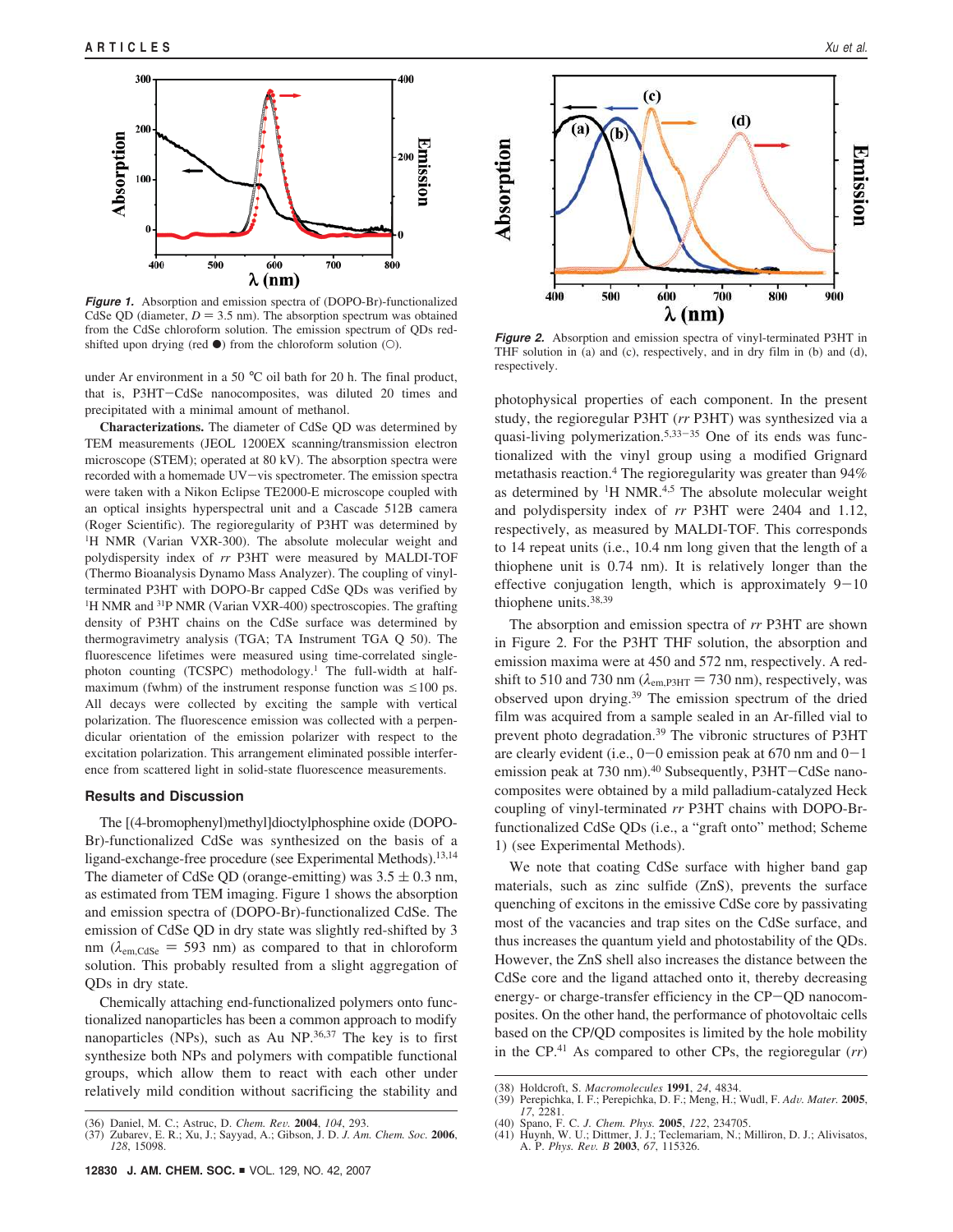**Figure 1.** Absorption and emission spectra of (DOPO-Br)-functionalized CdSe QD (diameter, $D = 3.5$ nm). The absorption spectrum was obtained from the CdSe chloroform solution. The emission spectrum of QDs red-shifted upon drying (red ●) from the chloroform solution (○).

under Ar environment in a 50 °C oil bath for 20 h. The final product, that is, P3HT−CdSe nanocomposites, was diluted 20 times and precipitated with a minimal amount of methanol.

**Characterizations.** The diameter of CdSe QD was determined by TEM measurements (JEOL 1200EX scanning/transmission electron microscope (STEM); operated at 80 kV). The absorption spectra were recorded with a homemade UV−vis spectrometer. The emission spectra were taken with a Nikon Eclipse TE2000-E microscope coupled with an optical insights hyperspectral unit and a Cascade 512B camera (Roger Scientific). The regioregularity of P3HT was determined by $^{1}$H NMR (Varian VXR-300). The absolute molecular weight and polydispersity index of *rr* P3HT were measured by MALDI-TOF (Thermo Bioanalysis Dynamo Mass Analyzer). The coupling of vinyl-terminated P3HT with DOPO-Br capped CdSe QDs was verified by $^{1}$H NMR and $^{31}$P NMR (Varian VXR-400) spectroscopies. The grafting density of P3HT chains on the CdSe surface was determined by thermogravimetry analysis (TGA; TA Instrument TGA Q 50). The fluorescence lifetimes were measured using time-correlated single-photon counting (TCSPC) methodology.[1] The full-width at half-maximum (fwhm) of the instrument response function was ≤100 ps. All decays were collected by exciting the sample with vertical polarization. The fluorescence emission was collected with a perpendicular orientation of the emission polarizer with respect to the excitation polarization. This arrangement eliminated possible interference from scattered light in solid-state fluorescence measurements.

## Results and Discussion

The [(4-bromophenyl)methyl]dioctylphosphine oxide (DOPO-Br)-functionalized CdSe was synthesized on the basis of a ligand-exchange-free procedure (see Experimental Methods).[13,14] The diameter of CdSe QD (orange-emitting) was 3.5 ± 0.3 nm, as estimated from TEM imaging. Figure 1 shows the absorption and emission spectra of (DOPO-Br)-functionalized CdSe. The emission of CdSe QD in dry state was slightly red-shifted by 3 nm ($\lambda_{em,CdSe} = 593$ nm) as compared to that in chloroform solution. This probably resulted from a slight aggregation of QDs in dry state.

Chemically attaching end-functionalized polymers onto functionalized nanoparticles has been a common approach to modify nanoparticles (NPs), such as Au NP.[36,37] The key is to first synthesize both NPs and polymers with compatible functional groups, which allow them to react with each other under relatively mild condition without sacrificing the stability and photophysical properties of each component. In the present study, the regioregular P3HT (*rr* P3HT) was synthesized via a quasi-living polymerization.[5,33−35] One of its ends was functionalized with the vinyl group using a modified Grignard metathasis reaction.[4] The regioregularity was greater than 94% as determined by $^{1}$H NMR.[4,5] The absolute molecular weight and polydispersity index of *rr* P3HT were 2404 and 1.12, respectively, as measured by MALDI-TOF. This corresponds to 14 repeat units (i.e., 10.4 nm long given that the length of a thiophene unit is 0.74 nm). It is relatively longer than the effective conjugation length, which is approximately 9−10 thiophene units.[38,39]

**Figure 2.** Absorption and emission spectra of vinyl-terminated P3HT in THF solution in (a) and (c), respectively, and in dry film in (b) and (d), respectively.

The absorption and emission spectra of *rr* P3HT are shown in Figure 2. For the P3HT THF solution, the absorption and emission maxima were at 450 and 572 nm, respectively. A red-shift to 510 and 730 nm ($\lambda_{em,P3HT} = 730$ nm), respectively, was observed upon drying.[39] The emission spectrum of the dried film was acquired from a sample sealed in an Ar-filled vial to prevent photo degradation.[39] The vibronic structures of P3HT are clearly evident (i.e., 0−0 emission peak at 670 nm and 0−1 emission peak at 730 nm).[40] Subsequently, P3HT−CdSe nanocomposites were obtained by a mild palladium-catalyzed Heck coupling of vinyl-terminated *rr* P3HT chains with DOPO-Br-functionalized CdSe QDs (i.e., a "graft onto" method; Scheme 1) (see Experimental Methods).

We note that coating CdSe surface with higher band gap materials, such as zinc sulfide (ZnS), prevents the surface quenching of excitons in the emissive CdSe core by passivating most of the vacancies and trap sites on the CdSe surface, and thus increases the quantum yield and photostability of the QDs. However, the ZnS shell also increases the distance between the CdSe core and the ligand attached onto it, thereby decreasing energy- or charge-transfer efficiency in the CP−QD nanocomposites. On the other hand, the performance of photovoltaic cells based on the CP/QD composites is limited by the hole mobility in the CP.[41] As compared to other CPs, the regioregular (*rr*)

(36) Daniel, M. C.; Astruc, D. *Chem. Rev.* **2004**, *104*, 293.
(37) Zubarev, E. R.; Xu, J.; Sayyad, A.; Gibson, J. D. *J. Am. Chem. Soc.* **2006**, *128*, 15098.
(38) Holdcroft, S. *Macromolecules* **1991**, *24*, 4834.
(39) Perepichka, I. F.; Perepichka, D. F.; Meng, H.; Wudl, F. *Adv. Mater.* **2005**, *17*, 2281.
(40) Spano, F. C. *J. Chem. Phys.* **2005**, *122*, 234705.
(41) Huynh, W. U.; Dittmer, J. J.; Teclemariam, N.; Milliron, D. J.; Alivisatos, A. P. *Phys. Rev. B* **2003**, *67*, 115326.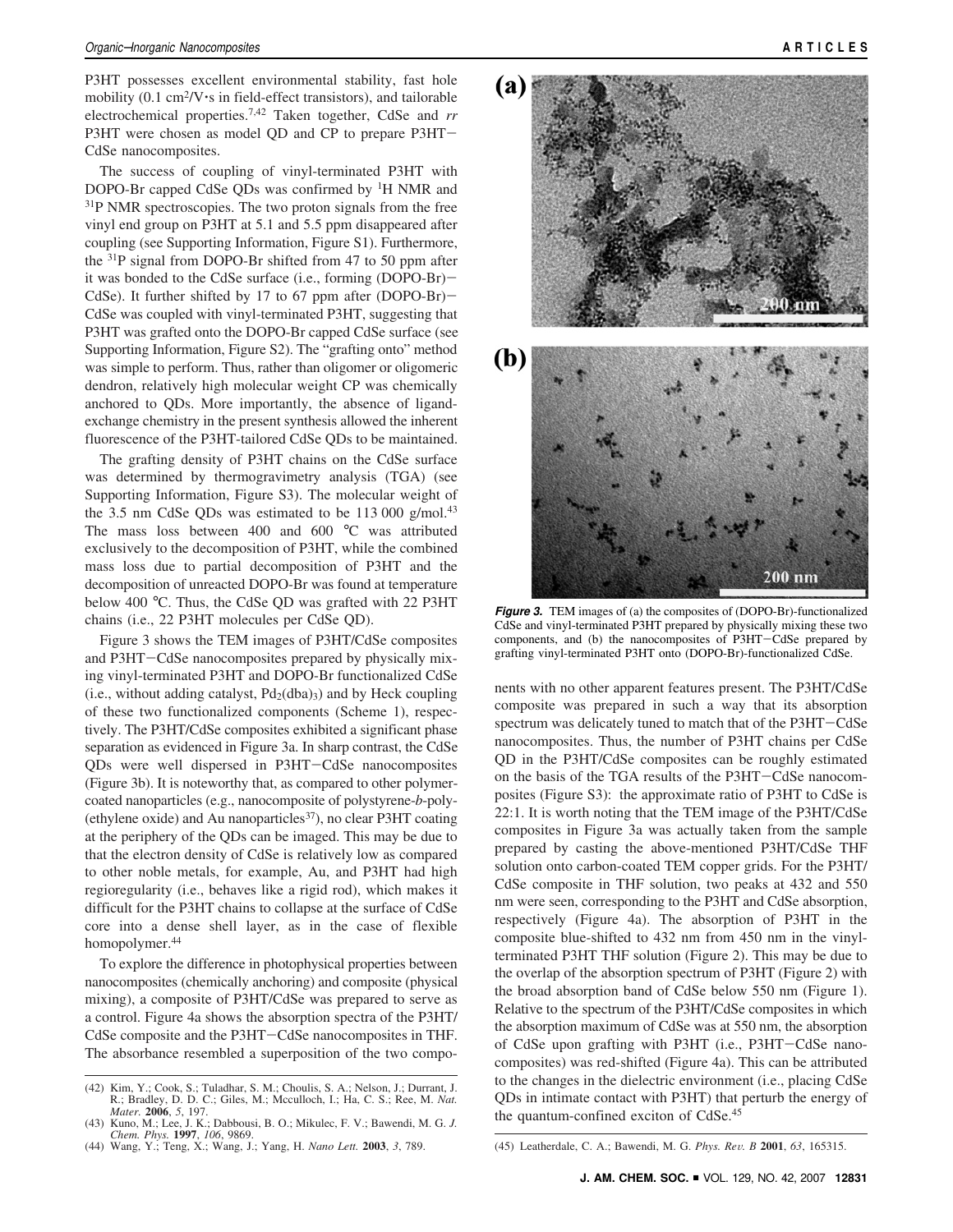P3HT possesses excellent environmental stability, fast hole mobility (0.1 $cm^2/V \cdot s$ in field-effect transistors), and tailorable electrochemical properties.[7,42] Taken together, CdSe and *rr* P3HT were chosen as model QD and CP to prepare P3HT−CdSe nanocomposites.

The success of coupling of vinyl-terminated P3HT with DOPO-Br capped CdSe QDs was confirmed by $^1H$ NMR and $^{31}P$ NMR spectroscopies. The two proton signals from the free vinyl end group on P3HT at 5.1 and 5.5 ppm disappeared after coupling (see Supporting Information, Figure S1). Furthermore, the $^{31}P$ signal from DOPO-Br shifted from 47 to 50 ppm after it was bonded to the CdSe surface (i.e., forming (DOPO-Br)−CdSe). It further shifted by 17 to 67 ppm after (DOPO-Br)−CdSe was coupled with vinyl-terminated P3HT, suggesting that P3HT was grafted onto the DOPO-Br capped CdSe surface (see Supporting Information, Figure S2). The "grafting onto" method was simple to perform. Thus, rather than oligomer or oligomeric dendron, relatively high molecular weight CP was chemically anchored to QDs. More importantly, the absence of ligand-exchange chemistry in the present synthesis allowed the inherent fluorescence of the P3HT-tailored CdSe QDs to be maintained.

The grafting density of P3HT chains on the CdSe surface was determined by thermogravimetry analysis (TGA) (see Supporting Information, Figure S3). The molecular weight of the 3.5 nm CdSe QDs was estimated to be 113 000 g/mol.[43] The mass loss between 400 and 600 °C was attributed exclusively to the decomposition of P3HT, while the combined mass loss due to partial decomposition of P3HT and the decomposition of unreacted DOPO-Br was found at temperature below 400 °C. Thus, the CdSe QD was grafted with 22 P3HT chains (i.e., 22 P3HT molecules per CdSe QD).

Figure 3 shows the TEM images of P3HT/CdSe composites and P3HT−CdSe nanocomposites prepared by physically mixing vinyl-terminated P3HT and DOPO-Br functionalized CdSe (i.e., without adding catalyst, $Pd_2(dba)_3$) and by Heck coupling of these two functionalized components (Scheme 1), respectively. The P3HT/CdSe composites exhibited a significant phase separation as evidenced in Figure 3a. In sharp contrast, the CdSe QDs were well dispersed in P3HT−CdSe nanocomposites (Figure 3b). It is noteworthy that, as compared to other polymer-coated nanoparticles (e.g., nanocomposite of polystyrene-*b*-poly(ethylene oxide) and Au nanoparticles[37]), no clear P3HT coating at the periphery of the QDs can be imaged. This may be due to that the electron density of CdSe is relatively low as compared to other noble metals, for example, Au, and P3HT had high regioregularity (i.e., behaves like a rigid rod), which makes it difficult for the P3HT chains to collapse at the surface of CdSe core into a dense shell layer, as in the case of flexible homopolymer.[44]

To explore the difference in photophysical properties between nanocomposites (chemically anchoring) and composite (physical mixing), a composite of P3HT/CdSe was prepared to serve as a control. Figure 4a shows the absorption spectra of the P3HT/CdSe composite and the P3HT−CdSe nanocomposites in THF. The absorbance resembled a superposition of the two components with no other apparent features present. The P3HT/CdSe composite was prepared in such a way that its absorption spectrum was delicately tuned to match that of the P3HT−CdSe nanocomposites. Thus, the number of P3HT chains per CdSe QD in the P3HT/CdSe composites can be roughly estimated on the basis of the TGA results of the P3HT−CdSe nanocomposites (Figure S3): the approximate ratio of P3HT to CdSe is 22:1. It is worth noting that the TEM image of the P3HT/CdSe composites in Figure 3a was actually taken from the sample prepared by casting the above-mentioned P3HT/CdSe THF solution onto carbon-coated TEM copper grids. For the P3HT/CdSe composite in THF solution, two peaks at 432 and 550 nm were seen, corresponding to the P3HT and CdSe absorption, respectively (Figure 4a). The absorption of P3HT in the composite blue-shifted to 432 nm from 450 nm in the vinyl-terminated P3HT THF solution (Figure 2). This may be due to the overlap of the absorption spectrum of P3HT (Figure 2) with the broad absorption band of CdSe below 550 nm (Figure 1). Relative to the spectrum of the P3HT/CdSe composites in which the absorption maximum of CdSe was at 550 nm, the absorption of CdSe upon grafting with P3HT (i.e., P3HT−CdSe nanocomposites) was red-shifted (Figure 4a). This can be attributed to the changes in the dielectric environment (i.e., placing CdSe QDs in intimate contact with P3HT) that perturb the energy of the quantum-confined exciton of CdSe.[45]

***Figure 3.*** TEM images of (a) the composites of (DOPO-Br)-functionalized CdSe and vinyl-terminated P3HT prepared by physically mixing these two components, and (b) the nanocomposites of P3HT−CdSe prepared by grafting vinyl-terminated P3HT onto (DOPO-Br)-functionalized CdSe.

(42) Kim, Y.; Cook, S.; Tuladhar, S. M.; Choulis, S. A.; Nelson, J.; Durrant, J. R.; Bradley, D. D. C.; Giles, M.; Mcculloch, I.; Ha, C. S.; Ree, M. *Nat. Mater.* **2006**, *5*, 197.

(43) Kuno, M.; Lee, J. K.; Dabbousi, B. O.; Mikulec, F. V.; Bawendi, M. G. *J. Chem. Phys.* **1997**, *106*, 9869.

(44) Wang, Y.; Teng, X.; Wang, J.; Yang, H. *Nano Lett.* **2003**, *3*, 789.

(45) Leatherdale, C. A.; Bawendi, M. G. *Phys. Rev. B* **2001**, *63*, 165315.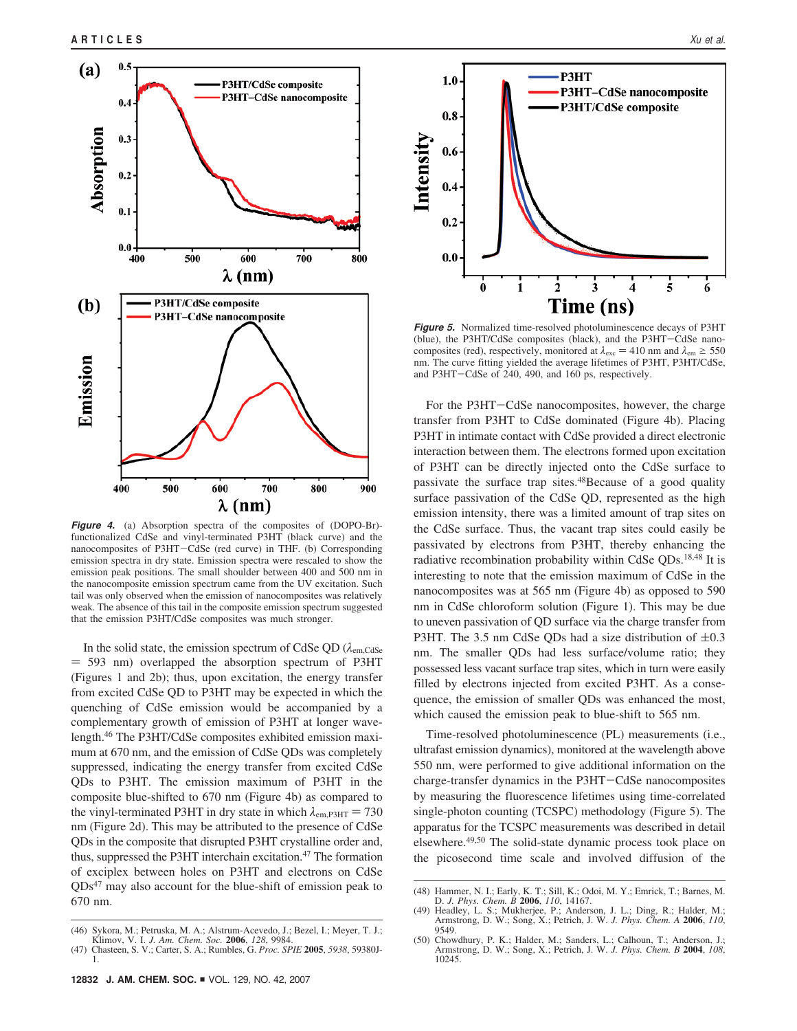**Figure 4.** (a) Absorption spectra of the composites of (DOPO-Br)-functionalized CdSe and vinyl-terminated P3HT (black curve) and the nanocomposites of P3HT−CdSe (red curve) in THF. (b) Corresponding emission spectra in dry state. Emission spectra were rescaled to show the emission peak positions. The small shoulder between 400 and 500 nm in the nanocomposite emission spectrum came from the UV excitation. Such tail was only observed when the emission of nanocomposites was relatively weak. The absence of this tail in the composite emission spectrum suggested that the emission P3HT/CdSe composites was much stronger.

In the solid state, the emission spectrum of CdSe QD ($\lambda_{em,CdSe}$ = 593 nm) overlapped the absorption spectrum of P3HT (Figures 1 and 2b); thus, upon excitation, the energy transfer from excited CdSe QD to P3HT may be expected in which the quenching of CdSe emission would be accompanied by a complementary growth of emission of P3HT at longer wavelength.[46] The P3HT/CdSe composites exhibited emission maximum at 670 nm, and the emission of CdSe QDs was completely suppressed, indicating the energy transfer from excited CdSe QDs to P3HT. The emission maximum of P3HT in the composite blue-shifted to 670 nm (Figure 4b) as compared to the vinyl-terminated P3HT in dry state in which $\lambda_{em,P3HT}$ = 730 nm (Figure 2d). This may be attributed to the presence of CdSe QDs in the composite that disrupted P3HT crystalline order and, thus, suppressed the P3HT interchain excitation.[47] The formation of exciplex between holes on P3HT and electrons on CdSe QDs[47] may also account for the blue-shift of emission peak to 670 nm.

**Figure 5.** Normalized time-resolved photoluminescence decays of P3HT (blue), the P3HT/CdSe composites (black), and the P3HT−CdSe nanocomposites (red), respectively, monitored at $\lambda_{exc}$ = 410 nm and $\lambda_{em} \geq 550$ nm. The curve fitting yielded the average lifetimes of P3HT, P3HT/CdSe, and P3HT−CdSe of 240, 490, and 160 ps, respectively.

For the P3HT−CdSe nanocomposites, however, the charge transfer from P3HT to CdSe dominated (Figure 4b). Placing P3HT in intimate contact with CdSe provided a direct electronic interaction between them. The electrons formed upon excitation of P3HT can be directly injected onto the CdSe surface to passivate the surface trap sites.[48] Because of a good quality surface passivation of the CdSe QD, represented as the high emission intensity, there was a limited amount of trap sites on the CdSe surface. Thus, the vacant trap sites could easily be passivated by electrons from P3HT, thereby enhancing the radiative recombination probability within CdSe QDs.[18,48] It is interesting to note that the emission maximum of CdSe in the nanocomposites was at 565 nm (Figure 4b) as opposed to 590 nm in CdSe chloroform solution (Figure 1). This may be due to uneven passivation of QD surface via the charge transfer from P3HT. The 3.5 nm CdSe QDs had a size distribution of ±0.3 nm. The smaller QDs had less surface/volume ratio; they possessed less vacant surface trap sites, which in turn were easily filled by electrons injected from excited P3HT. As a consequence, the emission of smaller QDs was enhanced the most, which caused the emission peak to blue-shift to 565 nm.

Time-resolved photoluminescence (PL) measurements (i.e., ultrafast emission dynamics), monitored at the wavelength above 550 nm, were performed to give additional information on the charge-transfer dynamics in the P3HT−CdSe nanocomposites by measuring the fluorescence lifetimes using time-correlated single-photon counting (TCSPC) methodology (Figure 5). The apparatus for the TCSPC measurements was described in detail elsewhere.[49,50] The solid-state dynamic process took place on the picosecond time scale and involved diffusion of the

(46) Sykora, M.; Petruska, M. A.; Alstrum-Acevedo, J.; Bezel, I.; Meyer, T. J.; Klimov, V. I. *J. Am. Chem. Soc.* **2006**, *128*, 9984.
(47) Chasteen, S. V.; Carter, S. A.; Rumbles, G. *Proc. SPIE* **2005**, *5938*, 59380J-1.
(48) Hammer, N. I.; Early, K. T.; Sill, K.; Odoi, M. Y.; Emrick, T.; Barnes, M. D. *J. Phys. Chem. B* **2006**, *110*, 14167.
(49) Headley, L. S.; Mukherjee, P.; Anderson, J. L.; Ding, R.; Halder, M.; Armstrong, D. W.; Song, X.; Petrich, J. W. *J. Phys. Chem. A* **2006**, *110*, 9549.
(50) Chowdhury, P. K.; Halder, M.; Sanders, L.; Calhoun, T.; Anderson, J.; Armstrong, D. W.; Song, X.; Petrich, J. W. *J. Phys. Chem. B* **2004**, *108*, 10245.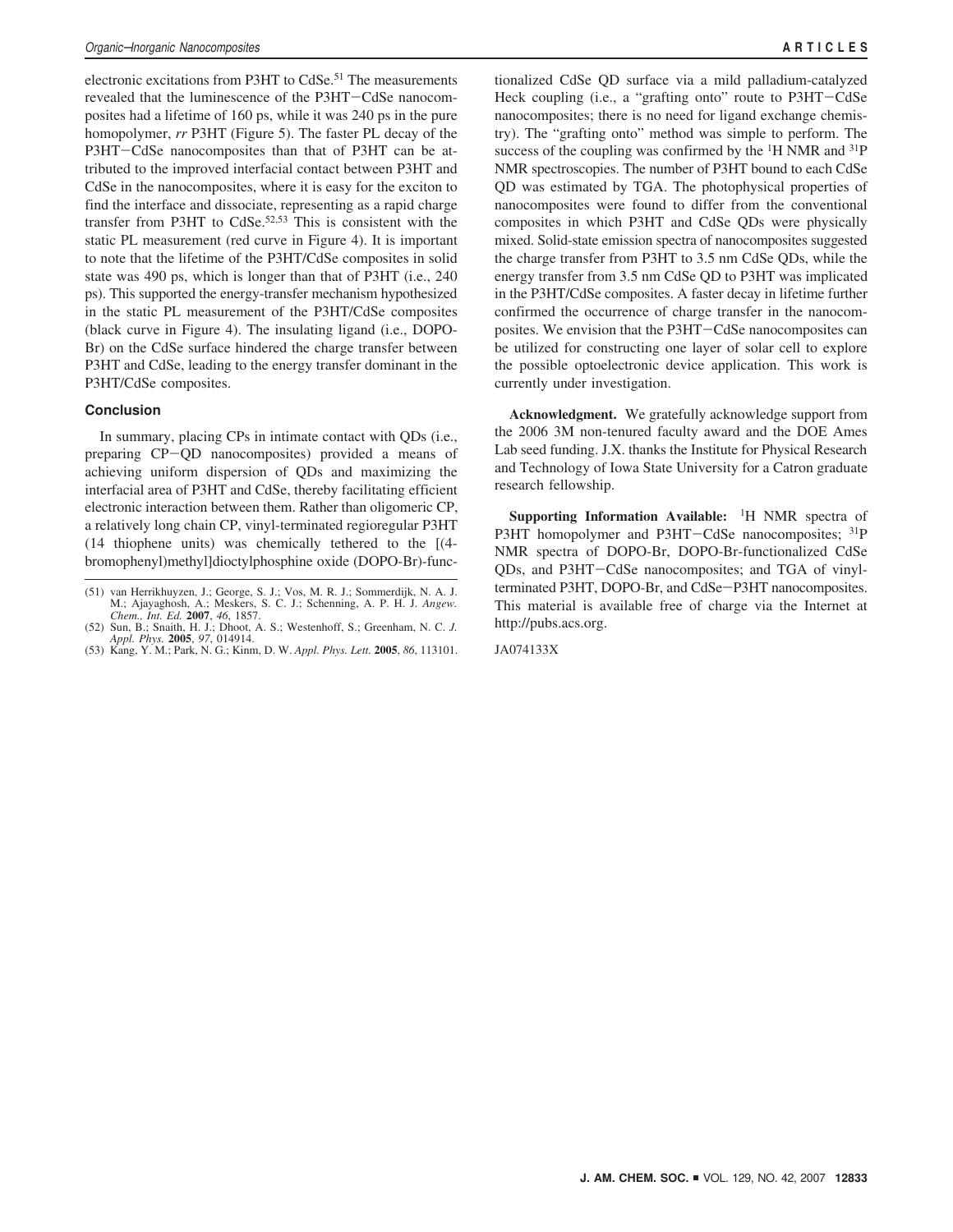electronic excitations from P3HT to CdSe.[51] The measurements revealed that the luminescence of the P3HT−CdSe nanocomposites had a lifetime of 160 ps, while it was 240 ps in the pure homopolymer, *rr* P3HT (Figure 5). The faster PL decay of the P3HT−CdSe nanocomposites than that of P3HT can be attributed to the improved interfacial contact between P3HT and CdSe in the nanocomposites, where it is easy for the exciton to find the interface and dissociate, representing as a rapid charge transfer from P3HT to CdSe.[52,53] This is consistent with the static PL measurement (red curve in Figure 4). It is important to note that the lifetime of the P3HT/CdSe composites in solid state was 490 ps, which is longer than that of P3HT (i.e., 240 ps). This supported the energy-transfer mechanism hypothesized in the static PL measurement of the P3HT/CdSe composites (black curve in Figure 4). The insulating ligand (i.e., DOPO-Br) on the CdSe surface hindered the charge transfer between P3HT and CdSe, leading to the energy transfer dominant in the P3HT/CdSe composites.

## Conclusion

In summary, placing CPs in intimate contact with QDs (i.e., preparing CP−QD nanocomposites) provided a means of achieving uniform dispersion of QDs and maximizing the interfacial area of P3HT and CdSe, thereby facilitating efficient electronic interaction between them. Rather than oligomeric CP, a relatively long chain CP, vinyl-terminated regioregular P3HT (14 thiophene units) was chemically tethered to the [(4-bromophenyl)methyl]dioctylphosphine oxide (DOPO-Br)-functionalized CdSe QD surface via a mild palladium-catalyzed Heck coupling (i.e., a "grafting onto" route to P3HT−CdSe nanocomposites; there is no need for ligand exchange chemistry). The "grafting onto" method was simple to perform. The success of the coupling was confirmed by the $^{1}$H NMR and $^{31}$P NMR spectroscopies. The number of P3HT bound to each CdSe QD was estimated by TGA. The photophysical properties of nanocomposites were found to differ from the conventional composites in which P3HT and CdSe QDs were physically mixed. Solid-state emission spectra of nanocomposites suggested the charge transfer from P3HT to 3.5 nm CdSe QDs, while the energy transfer from 3.5 nm CdSe QD to P3HT was implicated in the P3HT/CdSe composites. A faster decay in lifetime further confirmed the occurrence of charge transfer in the nanocomposites. We envision that the P3HT−CdSe nanocomposites can be utilized for constructing one layer of solar cell to explore the possible optoelectronic device application. This work is currently under investigation.

**Acknowledgment.** We gratefully acknowledge support from the 2006 3M non-tenured faculty award and the DOE Ames Lab seed funding. J.X. thanks the Institute for Physical Research and Technology of Iowa State University for a Catron graduate research fellowship.

**Supporting Information Available:** $^{1}$H NMR spectra of P3HT homopolymer and P3HT−CdSe nanocomposites; $^{31}$P NMR spectra of DOPO-Br, DOPO-Br-functionalized CdSe QDs, and P3HT−CdSe nanocomposites; and TGA of vinyl-terminated P3HT, DOPO-Br, and CdSe−P3HT nanocomposites. This material is available free of charge via the Internet at http://pubs.acs.org.

JA074133X

(51) van Herrikhuyzen, J.; George, S. J.; Vos, M. R. J.; Sommerdijk, N. A. J. M.; Ajayaghosh, A.; Meskers, S. C. J.; Schenning, A. P. H. J. *Angew. Chem., Int. Ed.* **2007**, *46*, 1857.

(52) Sun, B.; Snaith, H. J.; Dhoot, A. S.; Westenhoff, S.; Greenham, N. C. *J. Appl. Phys.* **2005**, *97*, 014914.

(53) Kang, Y. M.; Park, N. G.; Kinm, D. W. *Appl. Phys. Lett.* **2005**, *86*, 113101.